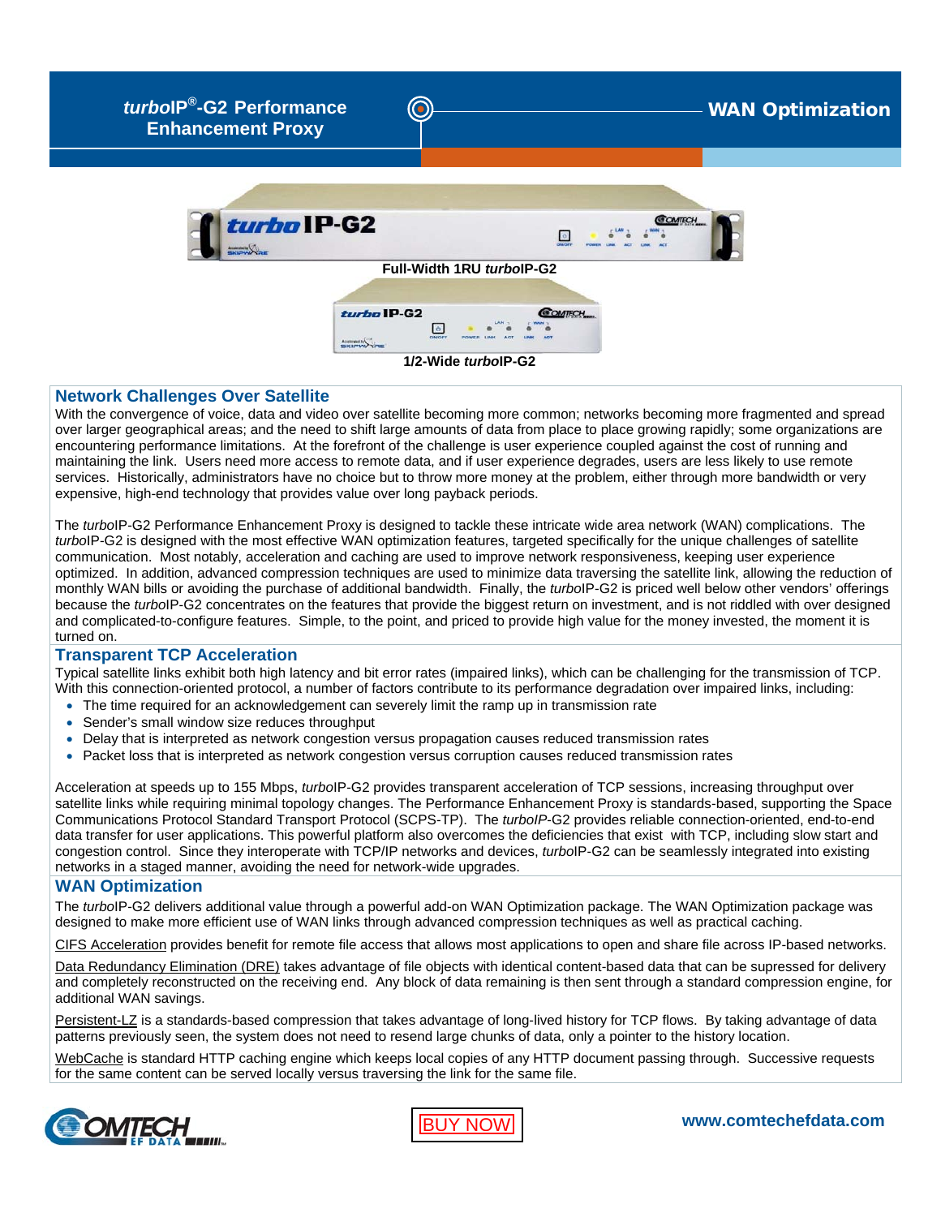# *turbo*IP®-G2 Performance Enhancement Proxy

**WAN Optimization**

**Full-Width 1RU *turbo*IP-G2**

**1/2-Wide *turbo*IP-G2**

## Network Challenges Over Satellite

With the convergence of voice, data and video over satellite becoming more common; networks becoming more fragmented and spread over larger geographical areas; and the need to shift large amounts of data from place to place growing rapidly; some organizations are encountering performance limitations. At the forefront of the challenge is user experience coupled against the cost of running and maintaining the link. Users need more access to remote data, and if user experience degrades, users are less likely to use remote services. Historically, administrators have no choice but to throw more money at the problem, either through more bandwidth or very expensive, high-end technology that provides value over long payback periods.

The *turbo*IP-G2 Performance Enhancement Proxy is designed to tackle these intricate wide area network (WAN) complications. The *turbo*IP-G2 is designed with the most effective WAN optimization features, targeted specifically for the unique challenges of satellite communication. Most notably, acceleration and caching are used to improve network responsiveness, keeping user experience optimized. In addition, advanced compression techniques are used to minimize data traversing the satellite link, allowing the reduction of monthly WAN bills or avoiding the purchase of additional bandwidth. Finally, the *turbo*IP-G2 is priced well below other vendors' offerings because the *turbo*IP-G2 concentrates on the features that provide the biggest return on investment, and is not riddled with over designed and complicated-to-configure features. Simple, to the point, and priced to provide high value for the money invested, the moment it is turned on.

## Transparent TCP Acceleration

Typical satellite links exhibit both high latency and bit error rates (impaired links), which can be challenging for the transmission of TCP. With this connection-oriented protocol, a number of factors contribute to its performance degradation over impaired links, including:

- The time required for an acknowledgement can severely limit the ramp up in transmission rate
- Sender's small window size reduces throughput
- Delay that is interpreted as network congestion versus propagation causes reduced transmission rates
- Packet loss that is interpreted as network congestion versus corruption causes reduced transmission rates

Acceleration at speeds up to 155 Mbps, *turbo*IP-G2 provides transparent acceleration of TCP sessions, increasing throughput over satellite links while requiring minimal topology changes. The Performance Enhancement Proxy is standards-based, supporting the Space Communications Protocol Standard Transport Protocol (SCPS-TP). The *turboIP*-G2 provides reliable connection-oriented, end-to-end data transfer for user applications. This powerful platform also overcomes the deficiencies that exist with TCP, including slow start and congestion control. Since they interoperate with TCP/IP networks and devices, *turbo*IP-G2 can be seamlessly integrated into existing networks in a staged manner, avoiding the need for network-wide upgrades.

## WAN Optimization

The *turbo*IP-G2 delivers additional value through a powerful add-on WAN Optimization package. The WAN Optimization package was designed to make more efficient use of WAN links through advanced compression techniques as well as practical caching.

CIFS Acceleration provides benefit for remote file access that allows most applications to open and share file across IP-based networks.

Data Redundancy Elimination (DRE) takes advantage of file objects with identical content-based data that can be supressed for delivery and completely reconstructed on the receiving end. Any block of data remaining is then sent through a standard compression engine, for additional WAN savings.

Persistent-LZ is a standards-based compression that takes advantage of long-lived history for TCP flows. By taking advantage of data patterns previously seen, the system does not need to resend large chunks of data, only a pointer to the history location.

WebCache is standard HTTP caching engine which keeps local copies of any HTTP document passing through. Successive requests for the same content can be served locally versus traversing the link for the same file.

BUY NOW

www.comtechefdata.com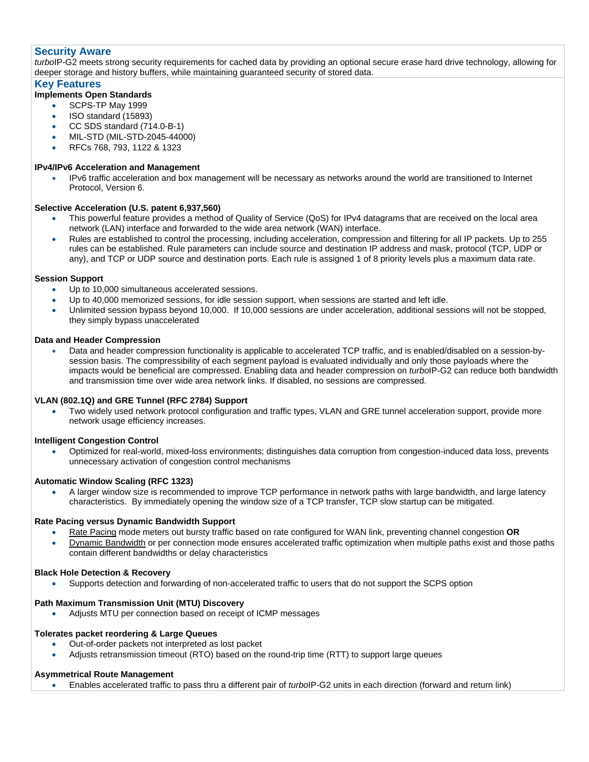## Security Aware

*turbo*IP-G2 meets strong security requirements for cached data by providing an optional secure erase hard drive technology, allowing for deeper storage and history buffers, while maintaining guaranteed security of stored data.

## Key Features

**Implements Open Standards**

- SCPS-TP May 1999
- ISO standard (15893)
- CC SDS standard (714.0-B-1)
- MIL-STD (MIL-STD-2045-44000)
- RFCs 768, 793, 1122 & 1323

**IPv4/IPv6 Acceleration and Management**

- IPv6 traffic acceleration and box management will be necessary as networks around the world are transitioned to Internet Protocol, Version 6.

**Selective Acceleration (U.S. patent 6,937,560)**

- This powerful feature provides a method of Quality of Service (QoS) for IPv4 datagrams that are received on the local area network (LAN) interface and forwarded to the wide area network (WAN) interface.
- Rules are established to control the processing, including acceleration, compression and filtering for all IP packets. Up to 255 rules can be established. Rule parameters can include source and destination IP address and mask, protocol (TCP, UDP or any), and TCP or UDP source and destination ports. Each rule is assigned 1 of 8 priority levels plus a maximum data rate.

**Session Support**

- Up to 10,000 simultaneous accelerated sessions.
- Up to 40,000 memorized sessions, for idle session support, when sessions are started and left idle.
- Unlimited session bypass beyond 10,000. If 10,000 sessions are under acceleration, additional sessions will not be stopped, they simply bypass unaccelerated

**Data and Header Compression**

- Data and header compression functionality is applicable to accelerated TCP traffic, and is enabled/disabled on a session-by-session basis. The compressibility of each segment payload is evaluated individually and only those payloads where the impacts would be beneficial are compressed. Enabling data and header compression on *turbo*IP-G2 can reduce both bandwidth and transmission time over wide area network links. If disabled, no sessions are compressed.

**VLAN (802.1Q) and GRE Tunnel (RFC 2784) Support**

- Two widely used network protocol configuration and traffic types, VLAN and GRE tunnel acceleration support, provide more network usage efficiency increases.

**Intelligent Congestion Control**

- Optimized for real-world, mixed-loss environments; distinguishes data corruption from congestion-induced data loss, prevents unnecessary activation of congestion control mechanisms

**Automatic Window Scaling (RFC 1323)**

- A larger window size is recommended to improve TCP performance in network paths with large bandwidth, and large latency characteristics. By immediately opening the window size of a TCP transfer, TCP slow startup can be mitigated.

**Rate Pacing versus Dynamic Bandwidth Support**

- <u>Rate Pacing</u> mode meters out bursty traffic based on rate configured for WAN link, preventing channel congestion **OR**
- <u>Dynamic Bandwidth</u> or per connection mode ensures accelerated traffic optimization when multiple paths exist and those paths contain different bandwidths or delay characteristics

**Black Hole Detection & Recovery**

- Supports detection and forwarding of non-accelerated traffic to users that do not support the SCPS option

**Path Maximum Transmission Unit (MTU) Discovery**

- Adjusts MTU per connection based on receipt of ICMP messages

**Tolerates packet reordering & Large Queues**

- Out-of-order packets not interpreted as lost packet
- Adjusts retransmission timeout (RTO) based on the round-trip time (RTT) to support large queues

**Asymmetrical Route Management**

- Enables accelerated traffic to pass thru a different pair of *turbo*IP-G2 units in each direction (forward and return link)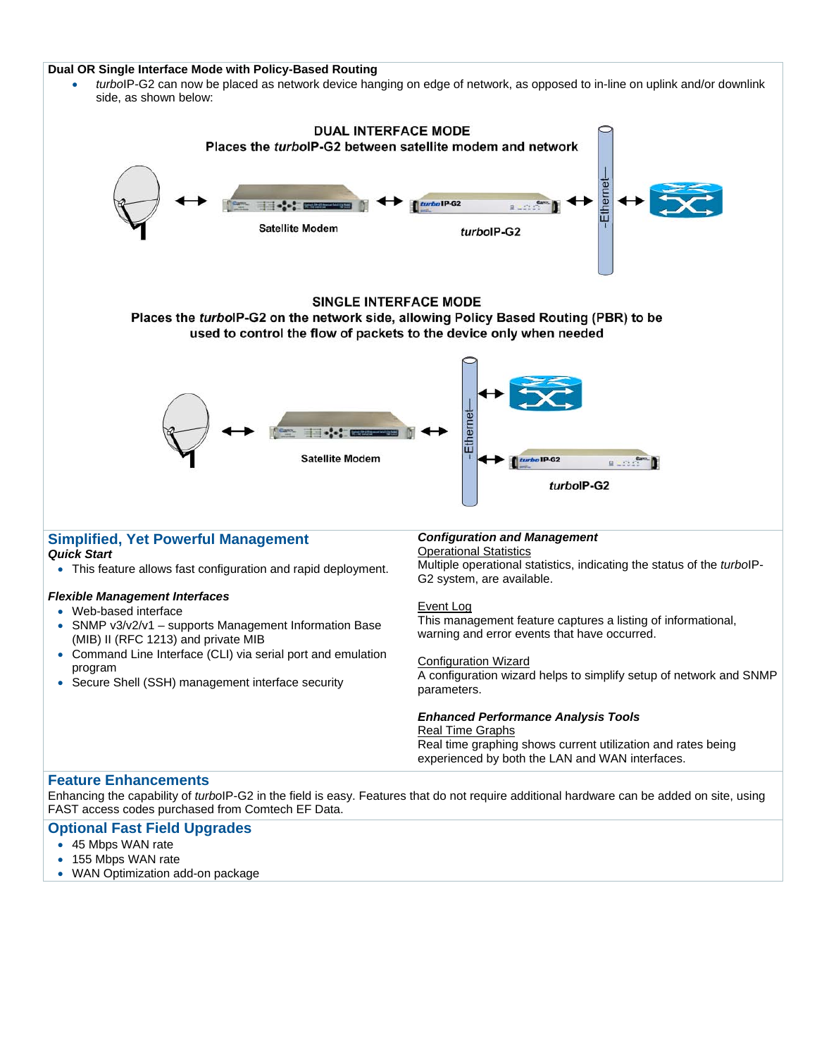**Dual OR Single Interface Mode with Policy-Based Routing**

- *turbo*IP-G2 can now be placed as network device hanging on edge of network, as opposed to in-line on uplink and/or downlink side, as shown below:

**DUAL INTERFACE MODE**
**Places the *turbo*IP-G2 between satellite modem and network**

Satellite Modem ↔ *turbo*IP-G2 ↔ Ethernet ↔

**SINGLE INTERFACE MODE**
**Places the *turbo*IP-G2 on the network side, allowing Policy Based Routing (PBR) to be used to control the flow of packets to the device only when needed**

Satellite Modem ↔ Ethernet ↔ *turbo*IP-G2

## Simplified, Yet Powerful Management

***Quick Start***

- This feature allows fast configuration and rapid deployment.

***Flexible Management Interfaces***

- Web-based interface
- SNMP v3/v2/v1 – supports Management Information Base (MIB) II (RFC 1213) and private MIB
- Command Line Interface (CLI) via serial port and emulation program
- Secure Shell (SSH) management interface security

***Configuration and Management***

Operational Statistics
Multiple operational statistics, indicating the status of the *turbo*IP-G2 system, are available.

Event Log
This management feature captures a listing of informational, warning and error events that have occurred.

Configuration Wizard
A configuration wizard helps to simplify setup of network and SNMP parameters.

***Enhanced Performance Analysis Tools***

Real Time Graphs
Real time graphing shows current utilization and rates being experienced by both the LAN and WAN interfaces.

## Feature Enhancements

Enhancing the capability of *turbo*IP-G2 in the field is easy. Features that do not require additional hardware can be added on site, using FAST access codes purchased from Comtech EF Data.

## Optional Fast Field Upgrades

- 45 Mbps WAN rate
- 155 Mbps WAN rate
- WAN Optimization add-on package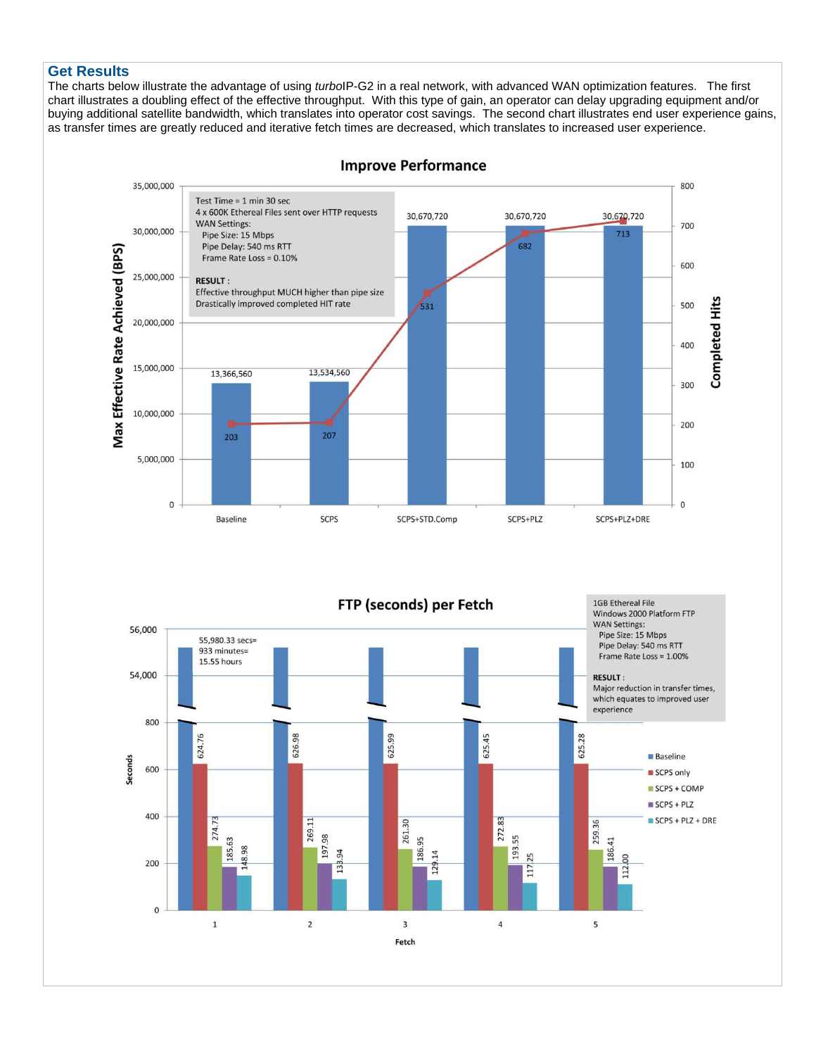## Get Results

The charts below illustrate the advantage of using *turbo*IP-G2 in a real network, with advanced WAN optimization features. The first chart illustrates a doubling effect of the effective throughput. With this type of gain, an operator can delay upgrading equipment and/or buying additional satellite bandwidth, which translates into operator cost savings. The second chart illustrates end user experience gains, as transfer times are greatly reduced and iterative fetch times are decreased, which translates to increased user experience.

**Improve Performance**

Test Time = 1 min 30 sec
4 x 600K Ethereal Files sent over HTTP requests
WAN Settings:
Pipe Size: 15 Mbps
Pipe Delay: 540 ms RTT
Frame Rate Loss = 0.10%

**RESULT :**
Effective throughput MUCH higher than pipe size
Drastically improved completed HIT rate

| | Baseline | SCPS | SCPS+STD.Comp | SCPS+PLZ | SCPS+PLZ+DRE |
|---|---|---|---|---|---|
| Max Effective Rate Achieved (BPS) | 13,366,560 | 13,534,560 | 30,670,720 | 30,670,720 | 30,670,720 |
| Completed Hits | 203 | 207 | 531 | 682 | 713 |

**FTP (seconds) per Fetch**

1GB Ethereal File
Windows 2000 Platform FTP
WAN Settings:
Pipe Size: 15 Mbps
Pipe Delay: 540 ms RTT
Frame Rate Loss = 1.00%

**RESULT :**
Major reduction in transfer times, which equates to improved user experience

Baseline: 55,980.33 secs= 933 minutes= 15.55 hours

| Fetch | Baseline | SCPS only | SCPS + COMP | SCPS + PLZ | SCPS + PLZ + DRE |
|---|---|---|---|---|---|
| 1 | 55,980.33 | 624.76 | 274.73 | 185.63 | 148.98 |
| 2 | | 626.98 | 269.11 | 197.98 | 133.94 |
| 3 | | 625.99 | 261.30 | 186.95 | 129.14 |
| 4 | | 625.45 | 272.83 | 193.55 | 117.25 |
| 5 | | 625.28 | 259.36 | 186.41 | 112.00 |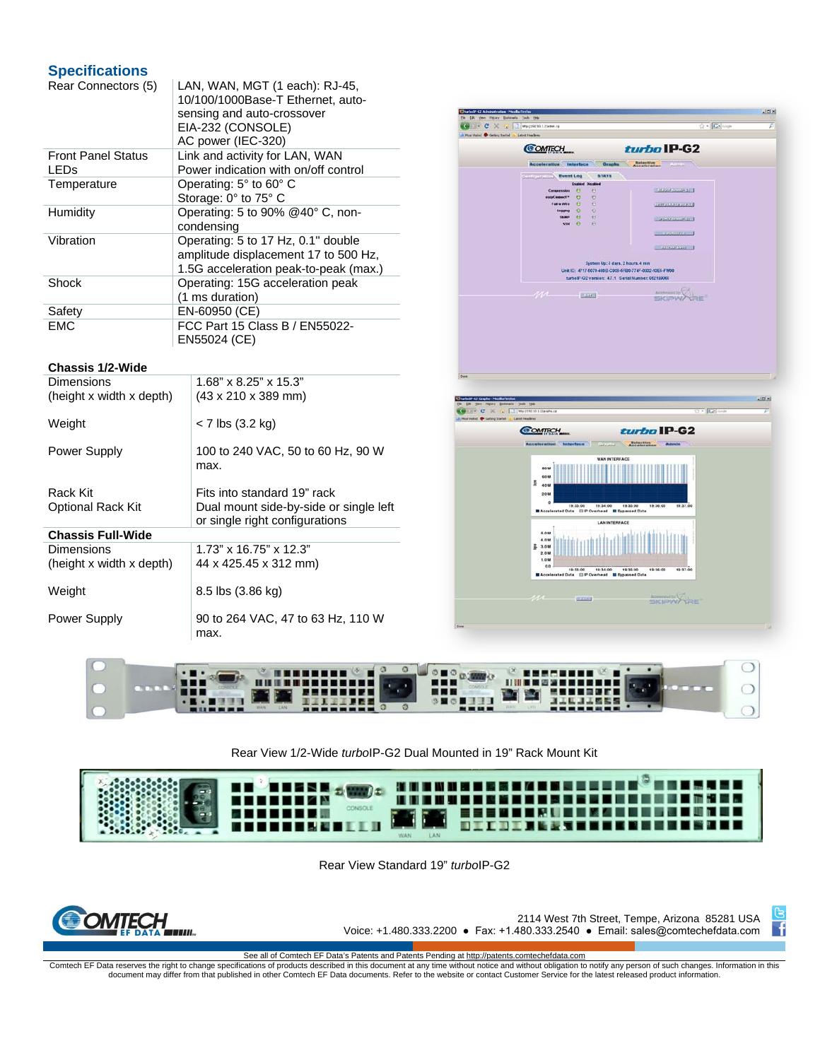## Specifications

| | |
|---|---|
| Rear Connectors (5) | LAN, WAN, MGT (1 each): RJ-45, 10/100/1000Base-T Ethernet, auto-sensing and auto-crossover<br>EIA-232 (CONSOLE)<br>AC power (IEC-320) |
| Front Panel Status LEDs | Link and activity for LAN, WAN<br>Power indication with on/off control |
| Temperature | Operating: 5° to 60° C<br>Storage: 0° to 75° C |
| Humidity | Operating: 5 to 90% @40° C, non-condensing |
| Vibration | Operating: 5 to 17 Hz, 0.1" double amplitude displacement 17 to 500 Hz, 1.5G acceleration peak-to-peak (max.) |
| Shock | Operating: 15G acceleration peak (1 ms duration) |
| Safety | EN-60950 (CE) |
| EMC | FCC Part 15 Class B / EN55022-EN55024 (CE) |

| Chassis 1/2-Wide | |
|---|---|
| Dimensions (height x width x depth) | 1.68" x 8.25" x 15.3" (43 x 210 x 389 mm) |
| Weight | < 7 lbs (3.2 kg) |
| Power Supply | 100 to 240 VAC, 50 to 60 Hz, 90 W max. |
| Rack Kit<br>Optional Rack Kit | Fits into standard 19" rack<br>Dual mount side-by-side or single left or single right configurations |
| **Chassis Full-Wide** | |
| Dimensions (height x width x depth) | 1.73" x 16.75" x 12.3" 44 x 425.45 x 312 mm) |
| Weight | 8.5 lbs (3.86 kg) |
| Power Supply | 90 to 264 VAC, 47 to 63 Hz, 110 W max. |

Rear View 1/2-Wide *turbo*IP-G2 Dual Mounted in 19" Rack Mount Kit

Rear View Standard 19" *turbo*IP-G2

2114 West 7th Street, Tempe, Arizona 85281 USA
Voice: +1.480.333.2200 ● Fax: +1.480.333.2540 ● Email: sales@comtechefdata.com

See all of Comtech EF Data's Patents and Patents Pending at http://patents.comtechefdata.com

Comtech EF Data reserves the right to change specifications of products described in this document at any time without notice and without obligation to notify any person of such changes. Information in this document may differ from that published in other Comtech EF Data documents. Refer to the website or contact Customer Service for the latest released product information.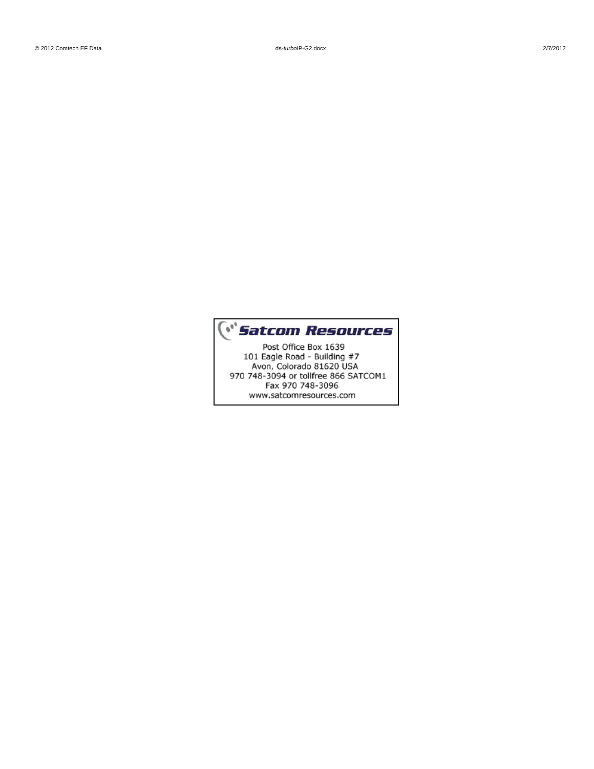Satcom Resources

Post Office Box 1639
101 Eagle Road - Building #7
Avon, Colorado 81620 USA
970 748-3094 or tollfree 866 SATCOM1
Fax 970 748-3096
www.satcomresources.com